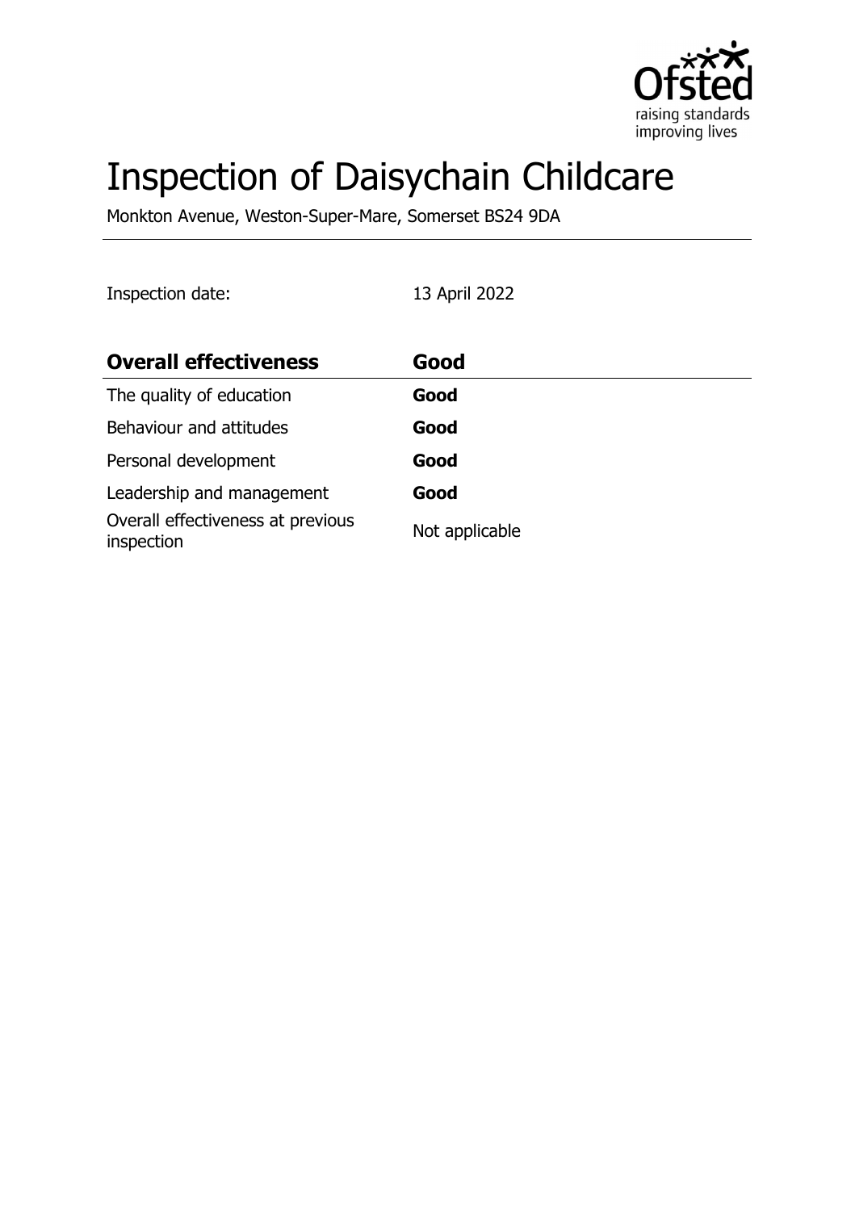# Inspection of Daisychain Childcare

Monkton Avenue, Weston-Super-Mare, Somerset BS24 9DA

Inspection date: 13 April 2022

| **Overall effectiveness** | **Good** |
|---|---|
| The quality of education | **Good** |
| Behaviour and attitudes | **Good** |
| Personal development | **Good** |
| Leadership and management | **Good** |
| Overall effectiveness at previous inspection | Not applicable |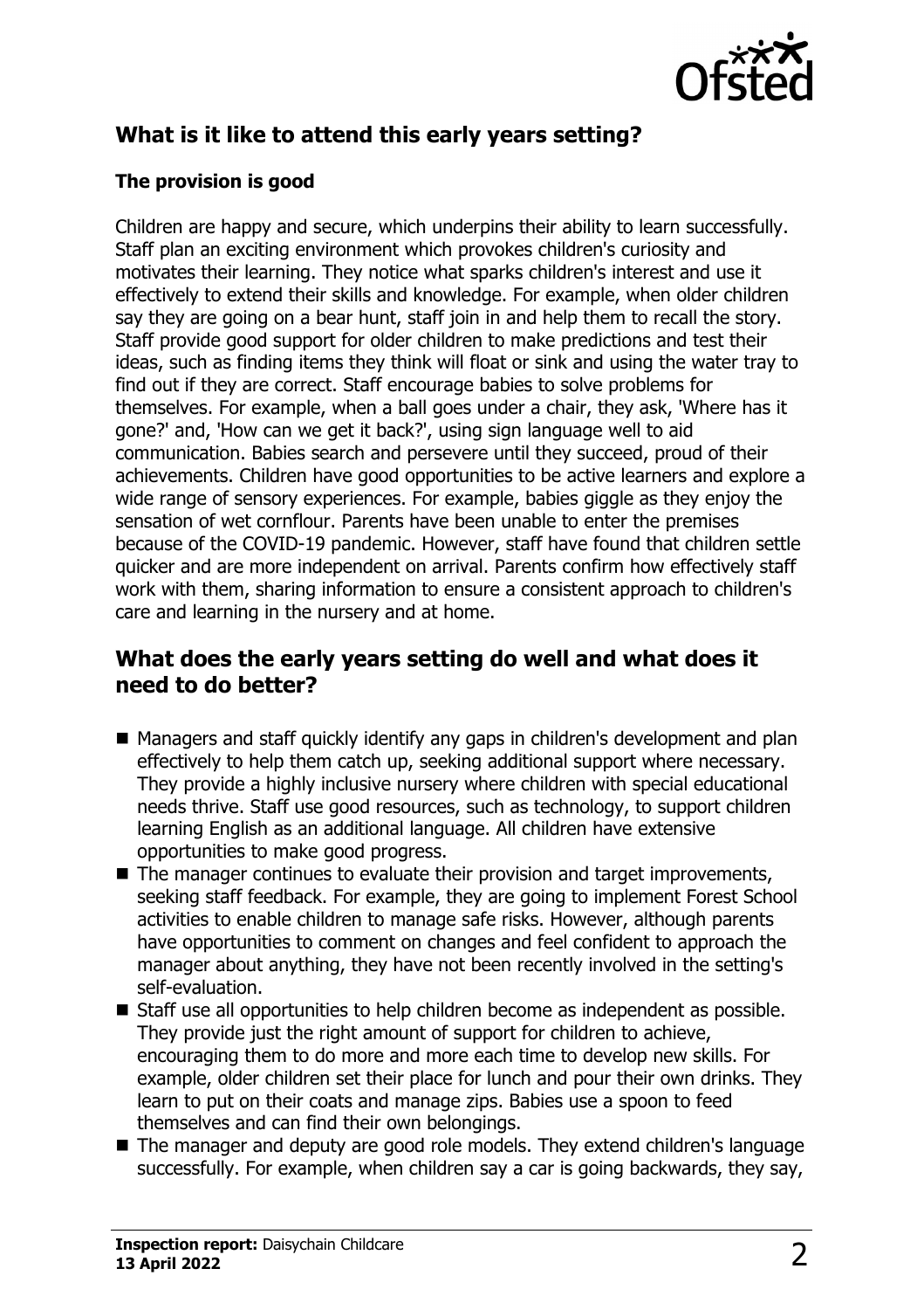## What is it like to attend this early years setting?

### The provision is good

Children are happy and secure, which underpins their ability to learn successfully. Staff plan an exciting environment which provokes children's curiosity and motivates their learning. They notice what sparks children's interest and use it effectively to extend their skills and knowledge. For example, when older children say they are going on a bear hunt, staff join in and help them to recall the story. Staff provide good support for older children to make predictions and test their ideas, such as finding items they think will float or sink and using the water tray to find out if they are correct. Staff encourage babies to solve problems for themselves. For example, when a ball goes under a chair, they ask, 'Where has it gone?' and, 'How can we get it back?', using sign language well to aid communication. Babies search and persevere until they succeed, proud of their achievements. Children have good opportunities to be active learners and explore a wide range of sensory experiences. For example, babies giggle as they enjoy the sensation of wet cornflour. Parents have been unable to enter the premises because of the COVID-19 pandemic. However, staff have found that children settle quicker and are more independent on arrival. Parents confirm how effectively staff work with them, sharing information to ensure a consistent approach to children's care and learning in the nursery and at home.

## What does the early years setting do well and what does it need to do better?

- Managers and staff quickly identify any gaps in children's development and plan effectively to help them catch up, seeking additional support where necessary. They provide a highly inclusive nursery where children with special educational needs thrive. Staff use good resources, such as technology, to support children learning English as an additional language. All children have extensive opportunities to make good progress.
- The manager continues to evaluate their provision and target improvements, seeking staff feedback. For example, they are going to implement Forest School activities to enable children to manage safe risks. However, although parents have opportunities to comment on changes and feel confident to approach the manager about anything, they have not been recently involved in the setting's self-evaluation.
- Staff use all opportunities to help children become as independent as possible. They provide just the right amount of support for children to achieve, encouraging them to do more and more each time to develop new skills. For example, older children set their place for lunch and pour their own drinks. They learn to put on their coats and manage zips. Babies use a spoon to feed themselves and can find their own belongings.
- The manager and deputy are good role models. They extend children's language successfully. For example, when children say a car is going backwards, they say,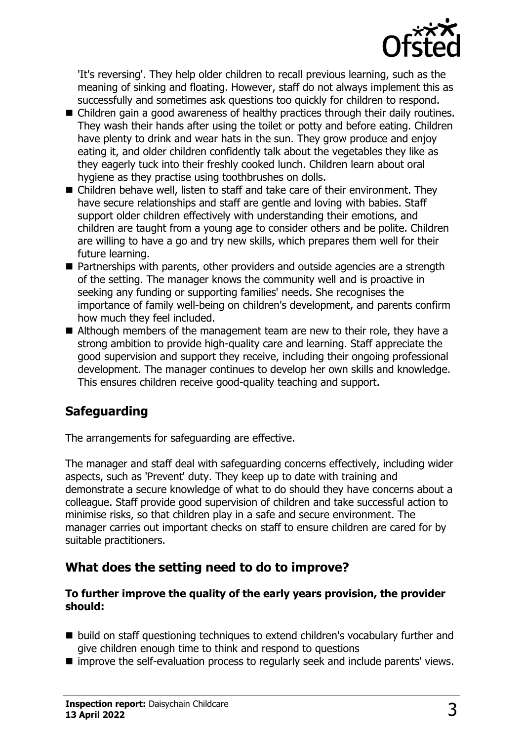'It's reversing'. They help older children to recall previous learning, such as the meaning of sinking and floating. However, staff do not always implement this as successfully and sometimes ask questions too quickly for children to respond.

- Children gain a good awareness of healthy practices through their daily routines. They wash their hands after using the toilet or potty and before eating. Children have plenty to drink and wear hats in the sun. They grow produce and enjoy eating it, and older children confidently talk about the vegetables they like as they eagerly tuck into their freshly cooked lunch. Children learn about oral hygiene as they practise using toothbrushes on dolls.
- Children behave well, listen to staff and take care of their environment. They have secure relationships and staff are gentle and loving with babies. Staff support older children effectively with understanding their emotions, and children are taught from a young age to consider others and be polite. Children are willing to have a go and try new skills, which prepares them well for their future learning.
- Partnerships with parents, other providers and outside agencies are a strength of the setting. The manager knows the community well and is proactive in seeking any funding or supporting families' needs. She recognises the importance of family well-being on children's development, and parents confirm how much they feel included.
- Although members of the management team are new to their role, they have a strong ambition to provide high-quality care and learning. Staff appreciate the good supervision and support they receive, including their ongoing professional development. The manager continues to develop her own skills and knowledge. This ensures children receive good-quality teaching and support.

## Safeguarding

The arrangements for safeguarding are effective.

The manager and staff deal with safeguarding concerns effectively, including wider aspects, such as 'Prevent' duty. They keep up to date with training and demonstrate a secure knowledge of what to do should they have concerns about a colleague. Staff provide good supervision of children and take successful action to minimise risks, so that children play in a safe and secure environment. The manager carries out important checks on staff to ensure children are cared for by suitable practitioners.

## What does the setting need to do to improve?

**To further improve the quality of the early years provision, the provider should:**

- build on staff questioning techniques to extend children's vocabulary further and give children enough time to think and respond to questions
- improve the self-evaluation process to regularly seek and include parents' views.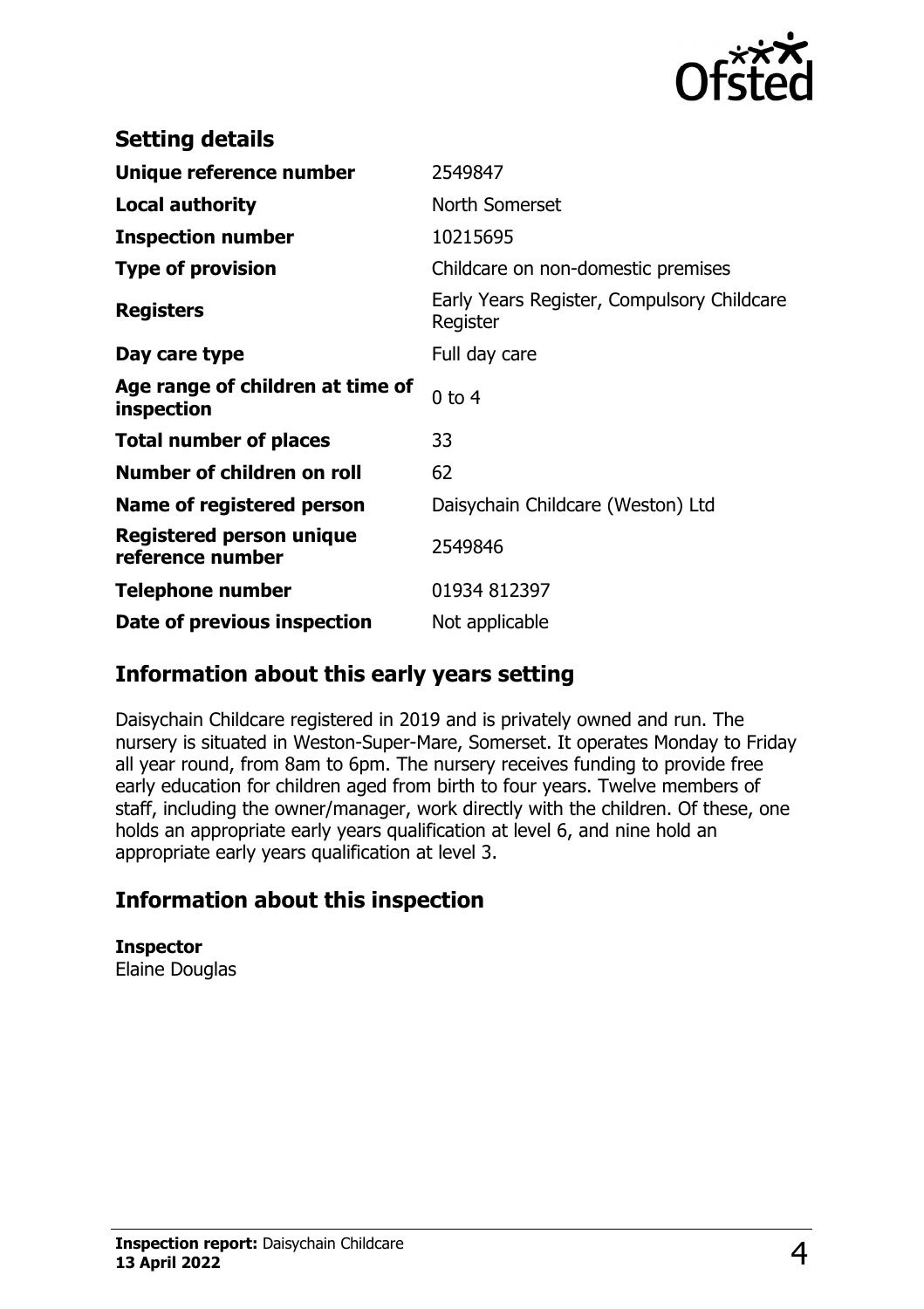## Setting details

| | |
|---|---|
| **Unique reference number** | 2549847 |
| **Local authority** | North Somerset |
| **Inspection number** | 10215695 |
| **Type of provision** | Childcare on non-domestic premises |
| **Registers** | Early Years Register, Compulsory Childcare Register |
| **Day care type** | Full day care |
| **Age range of children at time of inspection** | 0 to 4 |
| **Total number of places** | 33 |
| **Number of children on roll** | 62 |
| **Name of registered person** | Daisychain Childcare (Weston) Ltd |
| **Registered person unique reference number** | 2549846 |
| **Telephone number** | 01934 812397 |
| **Date of previous inspection** | Not applicable |

## Information about this early years setting

Daisychain Childcare registered in 2019 and is privately owned and run. The nursery is situated in Weston-Super-Mare, Somerset. It operates Monday to Friday all year round, from 8am to 6pm. The nursery receives funding to provide free early education for children aged from birth to four years. Twelve members of staff, including the owner/manager, work directly with the children. Of these, one holds an appropriate early years qualification at level 6, and nine hold an appropriate early years qualification at level 3.

## Information about this inspection

**Inspector**
Elaine Douglas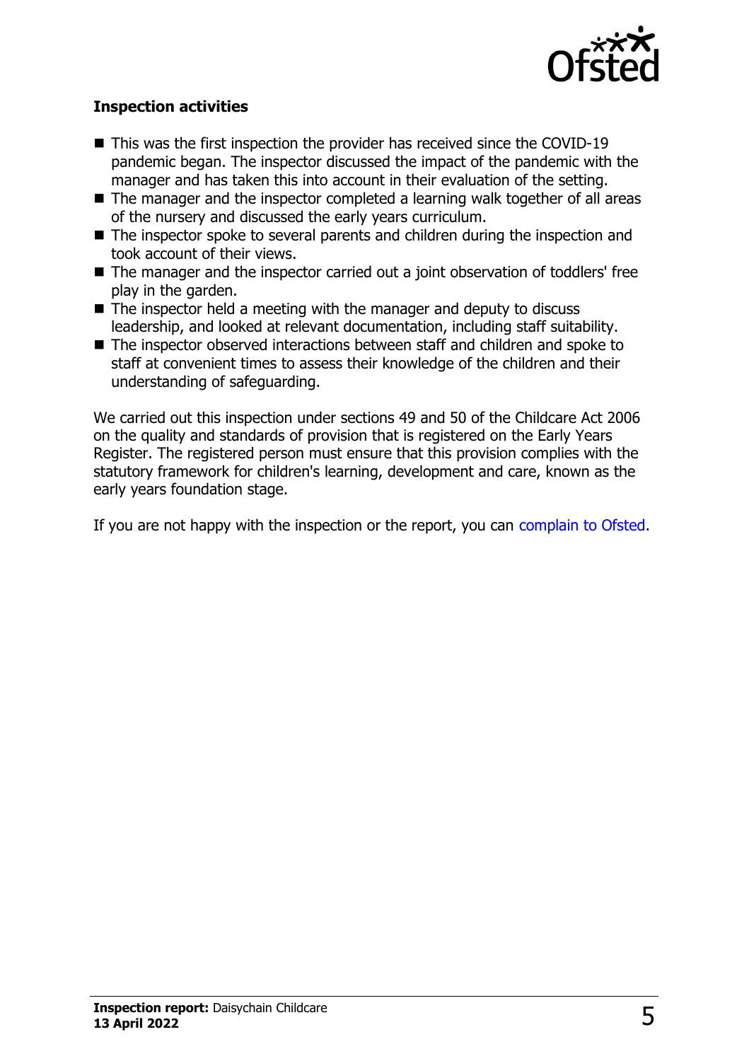### Inspection activities

- This was the first inspection the provider has received since the COVID-19 pandemic began. The inspector discussed the impact of the pandemic with the manager and has taken this into account in their evaluation of the setting.
- The manager and the inspector completed a learning walk together of all areas of the nursery and discussed the early years curriculum.
- The inspector spoke to several parents and children during the inspection and took account of their views.
- The manager and the inspector carried out a joint observation of toddlers' free play in the garden.
- The inspector held a meeting with the manager and deputy to discuss leadership, and looked at relevant documentation, including staff suitability.
- The inspector observed interactions between staff and children and spoke to staff at convenient times to assess their knowledge of the children and their understanding of safeguarding.

We carried out this inspection under sections 49 and 50 of the Childcare Act 2006 on the quality and standards of provision that is registered on the Early Years Register. The registered person must ensure that this provision complies with the statutory framework for children's learning, development and care, known as the early years foundation stage.

If you are not happy with the inspection or the report, you can complain to Ofsted.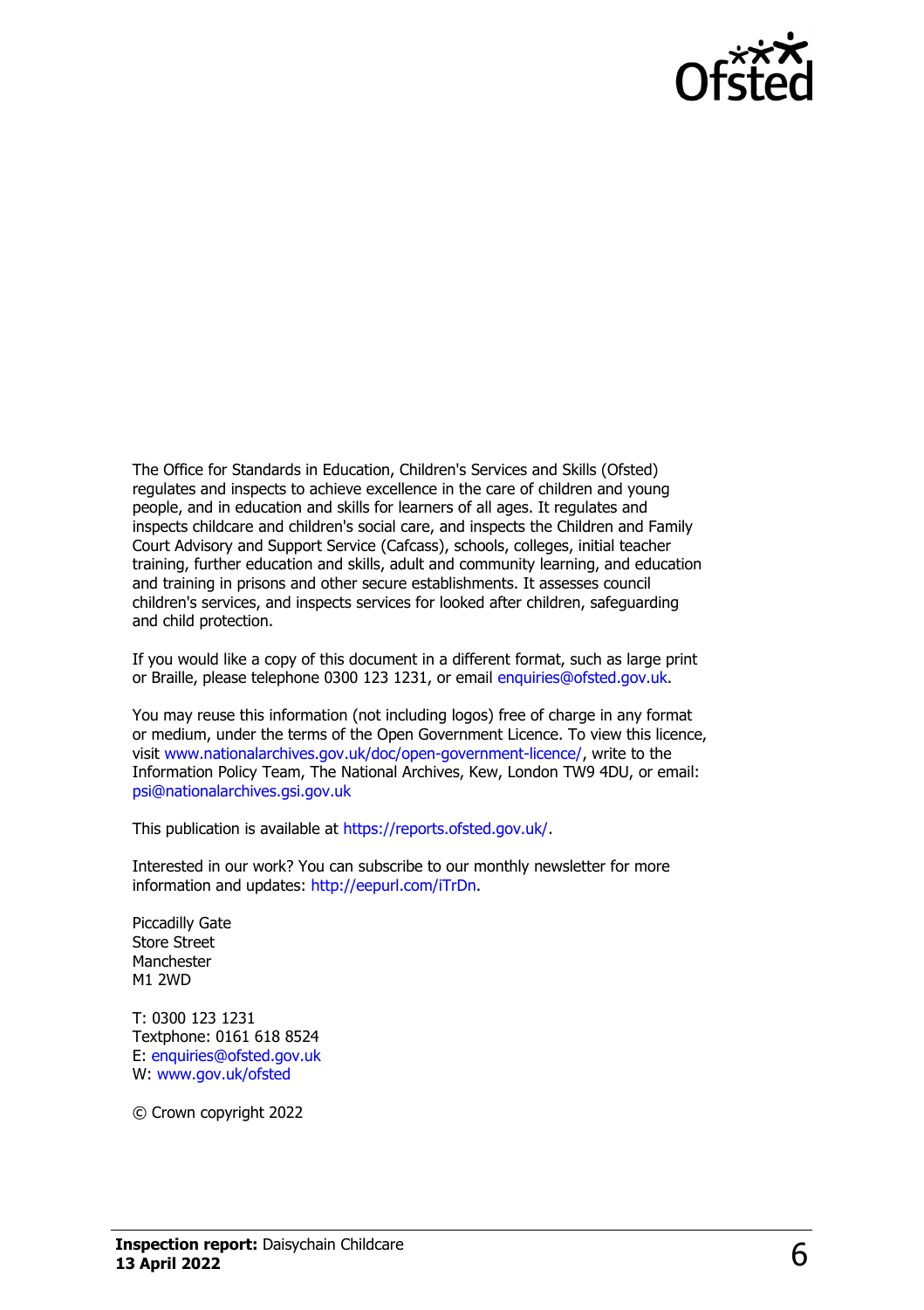The Office for Standards in Education, Children's Services and Skills (Ofsted) regulates and inspects to achieve excellence in the care of children and young people, and in education and skills for learners of all ages. It regulates and inspects childcare and children's social care, and inspects the Children and Family Court Advisory and Support Service (Cafcass), schools, colleges, initial teacher training, further education and skills, adult and community learning, and education and training in prisons and other secure establishments. It assesses council children's services, and inspects services for looked after children, safeguarding and child protection.

If you would like a copy of this document in a different format, such as large print or Braille, please telephone 0300 123 1231, or email enquiries@ofsted.gov.uk.

You may reuse this information (not including logos) free of charge in any format or medium, under the terms of the Open Government Licence. To view this licence, visit www.nationalarchives.gov.uk/doc/open-government-licence/, write to the Information Policy Team, The National Archives, Kew, London TW9 4DU, or email: psi@nationalarchives.gsi.gov.uk

This publication is available at https://reports.ofsted.gov.uk/.

Interested in our work? You can subscribe to our monthly newsletter for more information and updates: http://eepurl.com/iTrDn.

Piccadilly Gate
Store Street
Manchester
M1 2WD

T: 0300 123 1231
Textphone: 0161 618 8524
E: enquiries@ofsted.gov.uk
W: www.gov.uk/ofsted

© Crown copyright 2022